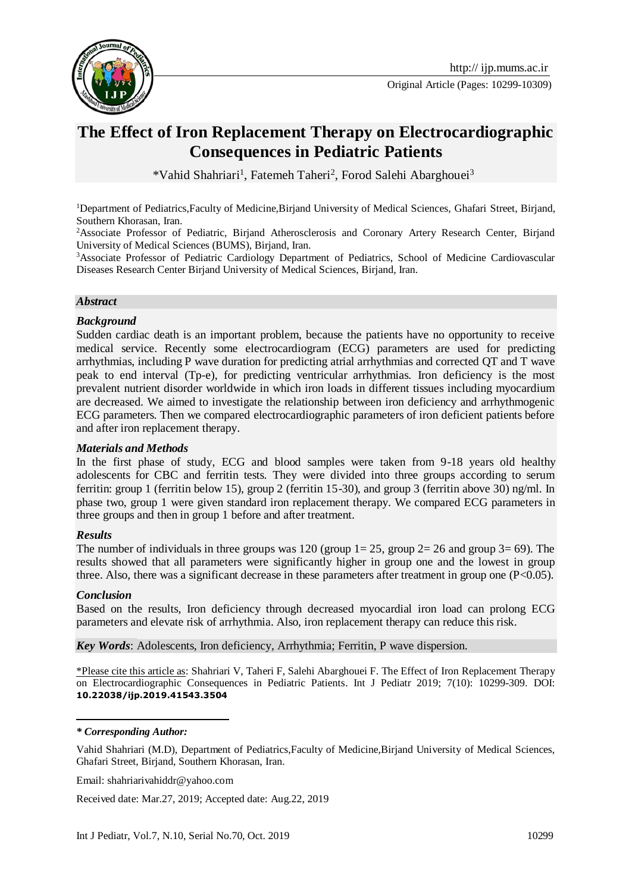http:// ijp.mums.ac.ir

Original Article (Pages: 10299-10309)

# The Effect of Iron Replacement Therapy on Electrocardiographic Consequences in Pediatric Patients

*Vahid Shahriari[1], Fatemeh Taheri[2], Forod Salehi Abarghouei[3]

[1]Department of Pediatrics,Faculty of Medicine,Birjand University of Medical Sciences, Ghafari Street, Birjand, Southern Khorasan, Iran.

[2]Associate Professor of Pediatric, Birjand Atherosclerosis and Coronary Artery Research Center, Birjand University of Medical Sciences (BUMS), Birjand, Iran.

[3]Associate Professor of Pediatric Cardiology Department of Pediatrics, School of Medicine Cardiovascular Diseases Research Center Birjand University of Medical Sciences, Birjand, Iran.

### *Abstract*

#### *Background*

Sudden cardiac death is an important problem, because the patients have no opportunity to receive medical service. Recently some electrocardiogram (ECG) parameters are used for predicting arrhythmias, including P wave duration for predicting atrial arrhythmias and corrected QT and T wave peak to end interval (Tp-e), for predicting ventricular arrhythmias. Iron deficiency is the most prevalent nutrient disorder worldwide in which iron loads in different tissues including myocardium are decreased. We aimed to investigate the relationship between iron deficiency and arrhythmogenic ECG parameters. Then we compared electrocardiographic parameters of iron deficient patients before and after iron replacement therapy.

#### *Materials and Methods*

In the first phase of study, ECG and blood samples were taken from 9-18 years old healthy adolescents for CBC and ferritin tests. They were divided into three groups according to serum ferritin: group 1 (ferritin below 15), group 2 (ferritin 15-30), and group 3 (ferritin above 30) ng/ml. In phase two, group 1 were given standard iron replacement therapy. We compared ECG parameters in three groups and then in group 1 before and after treatment.

#### *Results*

The number of individuals in three groups was 120 (group 1= 25, group 2= 26 and group 3= 69). The results showed that all parameters were significantly higher in group one and the lowest in group three. Also, there was a significant decrease in these parameters after treatment in group one ($P<0.05$).

#### *Conclusion*

Based on the results, Iron deficiency through decreased myocardial iron load can prolong ECG parameters and elevate risk of arrhythmia. Also, iron replacement therapy can reduce this risk.

***Key Words***: Adolescents, Iron deficiency, Arrhythmia; Ferritin, P wave dispersion.

*Please cite this article as: Shahriari V, Taheri F, Salehi Abarghouei F. The Effect of Iron Replacement Therapy on Electrocardiographic Consequences in Pediatric Patients. Int J Pediatr 2019; 7(10): 10299-309. DOI: **10.22038/ijp.2019.41543.3504**

***\* Corresponding Author:***

Vahid Shahriari (M.D), Department of Pediatrics,Faculty of Medicine,Birjand University of Medical Sciences, Ghafari Street, Birjand, Southern Khorasan, Iran.

Email: shahriarivahiddr@yahoo.com

Received date: Mar.27, 2019; Accepted date: Aug.22, 2019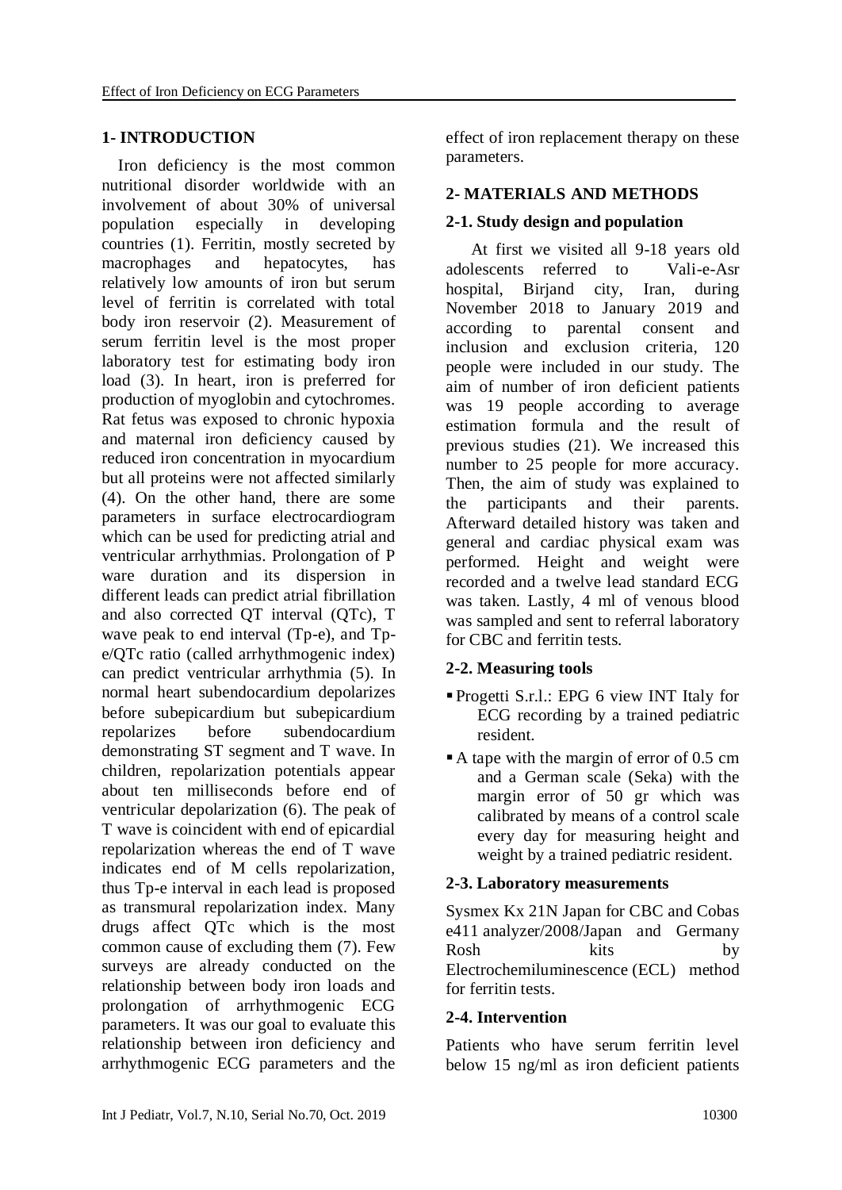## 1- INTRODUCTION

Iron deficiency is the most common nutritional disorder worldwide with an involvement of about 30% of universal population especially in developing countries (1). Ferritin, mostly secreted by macrophages and hepatocytes, has relatively low amounts of iron but serum level of ferritin is correlated with total body iron reservoir (2). Measurement of serum ferritin level is the most proper laboratory test for estimating body iron load (3). In heart, iron is preferred for production of myoglobin and cytochromes. Rat fetus was exposed to chronic hypoxia and maternal iron deficiency caused by reduced iron concentration in myocardium but all proteins were not affected similarly (4). On the other hand, there are some parameters in surface electrocardiogram which can be used for predicting atrial and ventricular arrhythmias. Prolongation of P ware duration and its dispersion in different leads can predict atrial fibrillation and also corrected QT interval (QTc), T wave peak to end interval (Tp-e), and Tp-e/QTc ratio (called arrhythmogenic index) can predict ventricular arrhythmia (5). In normal heart subendocardium depolarizes before subepicardium but subepicardium repolarizes before subendocardium demonstrating ST segment and T wave. In children, repolarization potentials appear about ten milliseconds before end of ventricular depolarization (6). The peak of T wave is coincident with end of epicardial repolarization whereas the end of T wave indicates end of M cells repolarization, thus Tp-e interval in each lead is proposed as transmural repolarization index. Many drugs affect QTc which is the most common cause of excluding them (7). Few surveys are already conducted on the relationship between body iron loads and prolongation of arrhythmogenic ECG parameters. It was our goal to evaluate this relationship between iron deficiency and arrhythmogenic ECG parameters and the effect of iron replacement therapy on these parameters.

## 2- MATERIALS AND METHODS

### 2-1. Study design and population

At first we visited all 9-18 years old adolescents referred to Vali-e-Asr hospital, Birjand city, Iran, during November 2018 to January 2019 and according to parental consent and inclusion and exclusion criteria, 120 people were included in our study. The aim of number of iron deficient patients was 19 people according to average estimation formula and the result of previous studies (21). We increased this number to 25 people for more accuracy. Then, the aim of study was explained to the participants and their parents. Afterward detailed history was taken and general and cardiac physical exam was performed. Height and weight were recorded and a twelve lead standard ECG was taken. Lastly, 4 ml of venous blood was sampled and sent to referral laboratory for CBC and ferritin tests.

### 2-2. Measuring tools

- Progetti S.r.l.: EPG 6 view INT Italy for ECG recording by a trained pediatric resident.
- A tape with the margin of error of 0.5 cm and a German scale (Seka) with the margin error of 50 gr which was calibrated by means of a control scale every day for measuring height and weight by a trained pediatric resident.

### 2-3. Laboratory measurements

Sysmex Kx 21N Japan for CBC and Cobas e411 analyzer/2008/Japan and Germany Rosh kits by Electrochemiluminescence (ECL) method for ferritin tests.

### 2-4. Intervention

Patients who have serum ferritin level below 15 ng/ml as iron deficient patients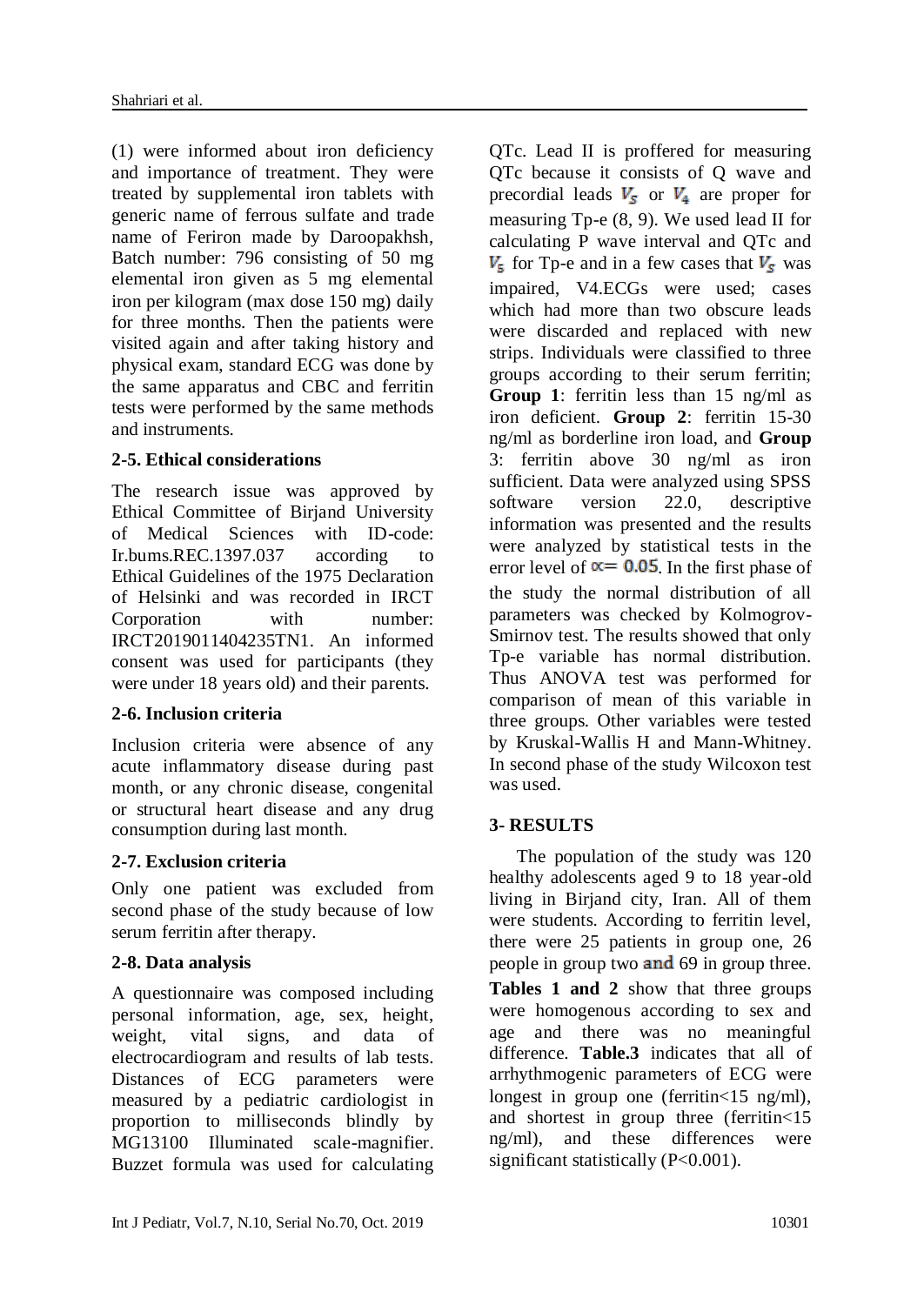(1) were informed about iron deficiency and importance of treatment. They were treated by supplemental iron tablets with generic name of ferrous sulfate and trade name of Feriron made by Daroopakhsh, Batch number: 796 consisting of 50 mg elemental iron given as 5 mg elemental iron per kilogram (max dose 150 mg) daily for three months. Then the patients were visited again and after taking history and physical exam, standard ECG was done by the same apparatus and CBC and ferritin tests were performed by the same methods and instruments.

### 2-5. Ethical considerations

The research issue was approved by Ethical Committee of Birjand University of Medical Sciences with ID-code: Ir.bums.REC.1397.037 according to Ethical Guidelines of the 1975 Declaration of Helsinki and was recorded in IRCT Corporation with number: IRCT2019011404235TN1. An informed consent was used for participants (they were under 18 years old) and their parents.

### 2-6. Inclusion criteria

Inclusion criteria were absence of any acute inflammatory disease during past month, or any chronic disease, congenital or structural heart disease and any drug consumption during last month.

### 2-7. Exclusion criteria

Only one patient was excluded from second phase of the study because of low serum ferritin after therapy.

### 2-8. Data analysis

A questionnaire was composed including personal information, age, sex, height, weight, vital signs, and data of electrocardiogram and results of lab tests. Distances of ECG parameters were measured by a pediatric cardiologist in proportion to milliseconds blindly by MG13100 Illuminated scale-magnifier. Buzzet formula was used for calculating QTc. Lead II is proffered for measuring QTc because it consists of Q wave and precordial leads $V_5$ or $V_4$ are proper for measuring Tp-e (8, 9). We used lead II for calculating P wave interval and QTc and $V_5$ for Tp-e and in a few cases that $V_5$ was impaired, V4.ECGs were used; cases which had more than two obscure leads were discarded and replaced with new strips. Individuals were classified to three groups according to their serum ferritin; **Group 1**: ferritin less than 15 ng/ml as iron deficient. **Group 2**: ferritin 15-30 ng/ml as borderline iron load, and **Group** 3: ferritin above 30 ng/ml as iron sufficient. Data were analyzed using SPSS software version 22.0, descriptive information was presented and the results were analyzed by statistical tests in the error level of $\alpha = 0.05$. In the first phase of the study the normal distribution of all parameters was checked by Kolmogrov-Smirnov test. The results showed that only Tp-e variable has normal distribution. Thus ANOVA test was performed for comparison of mean of this variable in three groups. Other variables were tested by Kruskal-Wallis H and Mann-Whitney. In second phase of the study Wilcoxon test was used.

## 3- RESULTS

The population of the study was 120 healthy adolescents aged 9 to 18 year-old living in Birjand city, Iran. All of them were students. According to ferritin level, there were 25 patients in group one, 26 people in group two and 69 in group three. **Tables 1 and 2** show that three groups were homogenous according to sex and age and there was no meaningful difference. **Table.3** indicates that all of arrhythmogenic parameters of ECG were longest in group one (ferritin<15 ng/ml), and shortest in group three (ferritin<15 ng/ml), and these differences were significant statistically (P<0.001).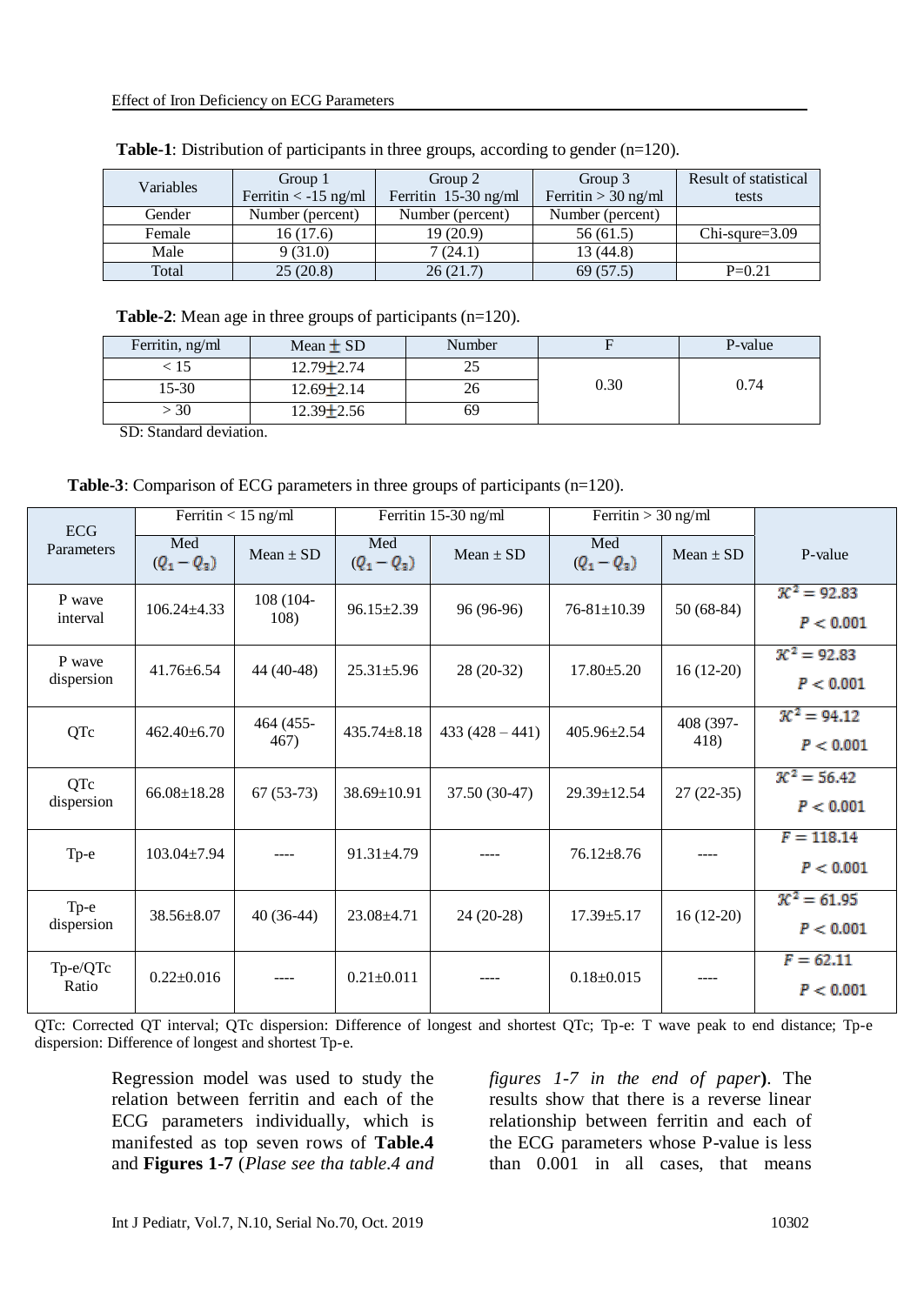**Table-1**: Distribution of participants in three groups, according to gender (n=120).

| Variables | Group 1 Ferritin < -15 ng/ml | Group 2 Ferritin 15-30 ng/ml | Group 3 Ferritin > 30 ng/ml | Result of statistical tests |
|---|---|---|---|---|
| Gender | Number (percent) | Number (percent) | Number (percent) | |
| Female | 16 (17.6) | 19 (20.9) | 56 (61.5) | Chi-squre=3.09 |
| Male | 9 (31.0) | 7 (24.1) | 13 (44.8) | |
| Total | 25 (20.8) | 26 (21.7) | 69 (57.5) | P=0.21 |

**Table-2**: Mean age in three groups of participants (n=120).

| Ferritin, ng/ml | Mean ± SD | Number | F | P-value |
|---|---|---|---|---|
| < 15 | 12.79±2.74 | 25 | 0.30 | 0.74 |
| 15-30 | 12.69±2.14 | 26 | | |
| > 30 | 12.39±2.56 | 69 | | |

SD: Standard deviation.

**Table-3**: Comparison of ECG parameters in three groups of participants (n=120).

| ECG Parameters | Ferritin < 15 ng/ml | | Ferritin 15-30 ng/ml | | Ferritin > 30 ng/ml | | P-value |
|---|---|---|---|---|---|---|---|
| | Med $(Q_1 - Q_3)$ | Mean ± SD | Med $(Q_1 - Q_3)$ | Mean ± SD | Med $(Q_1 - Q_3)$ | Mean ± SD | |
| P wave interval | 106.24±4.33 | 108 (104-108) | 96.15±2.39 | 96 (96-96) | 76-81±10.39 | 50 (68-84) | $\chi^2 = 92.83$ $P < 0.001$ |
| P wave dispersion | 41.76±6.54 | 44 (40-48) | 25.31±5.96 | 28 (20-32) | 17.80±5.20 | 16 (12-20) | $\chi^2 = 92.83$ $P < 0.001$ |
| QTc | 462.40±6.70 | 464 (455-467) | 435.74±8.18 | 433 (428 – 441) | 405.96±2.54 | 408 (397-418) | $\chi^2 = 94.12$ $P < 0.001$ |
| QTc dispersion | 66.08±18.28 | 67 (53-73) | 38.69±10.91 | 37.50 (30-47) | 29.39±12.54 | 27 (22-35) | $\chi^2 = 56.42$ $P < 0.001$ |
| Tp-e | 103.04±7.94 | ---- | 91.31±4.79 | ---- | 76.12±8.76 | ---- | $F = 118.14$ $P < 0.001$ |
| Tp-e dispersion | 38.56±8.07 | 40 (36-44) | 23.08±4.71 | 24 (20-28) | 17.39±5.17 | 16 (12-20) | $\chi^2 = 61.95$ $P < 0.001$ |
| Tp-e/QTc Ratio | 0.22±0.016 | ---- | 0.21±0.011 | ---- | 0.18±0.015 | ---- | $F = 62.11$ $P < 0.001$ |

QTc: Corrected QT interval; QTc dispersion: Difference of longest and shortest QTc; Tp-e: T wave peak to end distance; Tp-e dispersion: Difference of longest and shortest Tp-e.

Regression model was used to study the relation between ferritin and each of the ECG parameters individually, which is manifested as top seven rows of **Table.4** and **Figures 1-7** (*Plase see tha table.4 and figures 1-7 in the end of paper*). The results show that there is a reverse linear relationship between ferritin and each of the ECG parameters whose P-value is less than 0.001 in all cases, that means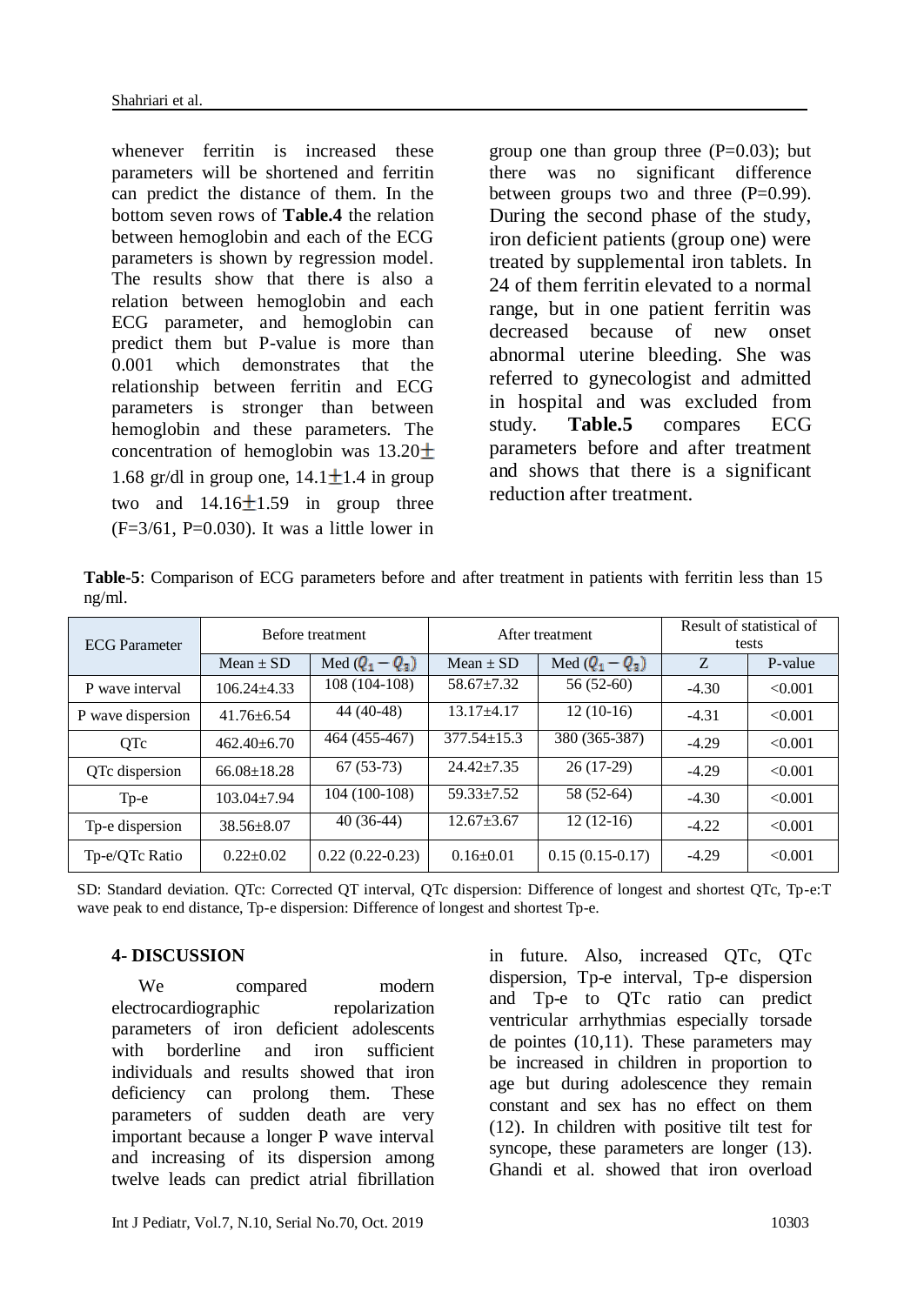whenever ferritin is increased these parameters will be shortened and ferritin can predict the distance of them. In the bottom seven rows of **Table.4** the relation between hemoglobin and each of the ECG parameters is shown by regression model. The results show that there is also a relation between hemoglobin and each ECG parameter, and hemoglobin can predict them but P-value is more than 0.001 which demonstrates that the relationship between ferritin and ECG parameters is stronger than between hemoglobin and these parameters. The concentration of hemoglobin was 13.20$\pm$ 1.68 gr/dl in group one, 14.1$\pm$1.4 in group two and 14.16$\pm$1.59 in group three (F=3/61, P=0.030). It was a little lower in group one than group three (P=0.03); but there was no significant difference between groups two and three (P=0.99). During the second phase of the study, iron deficient patients (group one) were treated by supplemental iron tablets. In 24 of them ferritin elevated to a normal range, but in one patient ferritin was decreased because of new onset abnormal uterine bleeding. She was referred to gynecologist and admitted in hospital and was excluded from study. **Table.5** compares ECG parameters before and after treatment and shows that there is a significant reduction after treatment.

**Table-5**: Comparison of ECG parameters before and after treatment in patients with ferritin less than 15 ng/ml.

| ECG Parameter | Before treatment | | After treatment | | Result of statistical of tests | |
|---|---|---|---|---|---|---|
| | Mean ± SD | Med ($Q_1 - Q_3$) | Mean ± SD | Med ($Q_1 - Q_3$) | Z | P-value |
| P wave interval | 106.24±4.33 | 108 (104-108) | 58.67±7.32 | 56 (52-60) | -4.30 | <0.001 |
| P wave dispersion | 41.76±6.54 | 44 (40-48) | 13.17±4.17 | 12 (10-16) | -4.31 | <0.001 |
| QTc | 462.40±6.70 | 464 (455-467) | 377.54±15.3 | 380 (365-387) | -4.29 | <0.001 |
| QTc dispersion | 66.08±18.28 | 67 (53-73) | 24.42±7.35 | 26 (17-29) | -4.29 | <0.001 |
| Tp-e | 103.04±7.94 | 104 (100-108) | 59.33±7.52 | 58 (52-64) | -4.30 | <0.001 |
| Tp-e dispersion | 38.56±8.07 | 40 (36-44) | 12.67±3.67 | 12 (12-16) | -4.22 | <0.001 |
| Tp-e/QTc Ratio | 0.22±0.02 | 0.22 (0.22-0.23) | 0.16±0.01 | 0.15 (0.15-0.17) | -4.29 | <0.001 |

SD: Standard deviation. QTc: Corrected QT interval, QTc dispersion: Difference of longest and shortest QTc, Tp-e:T wave peak to end distance, Tp-e dispersion: Difference of longest and shortest Tp-e.

## 4- DISCUSSION

We compared modern electrocardiographic repolarization parameters of iron deficient adolescents with borderline and iron sufficient individuals and results showed that iron deficiency can prolong them. These parameters of sudden death are very important because a longer P wave interval and increasing of its dispersion among twelve leads can predict atrial fibrillation in future. Also, increased QTc, QTc dispersion, Tp-e interval, Tp-e dispersion and Tp-e to QTc ratio can predict ventricular arrhythmias especially torsade de pointes (10,11). These parameters may be increased in children in proportion to age but during adolescence they remain constant and sex has no effect on them (12). In children with positive tilt test for syncope, these parameters are longer (13). Ghandi et al. showed that iron overload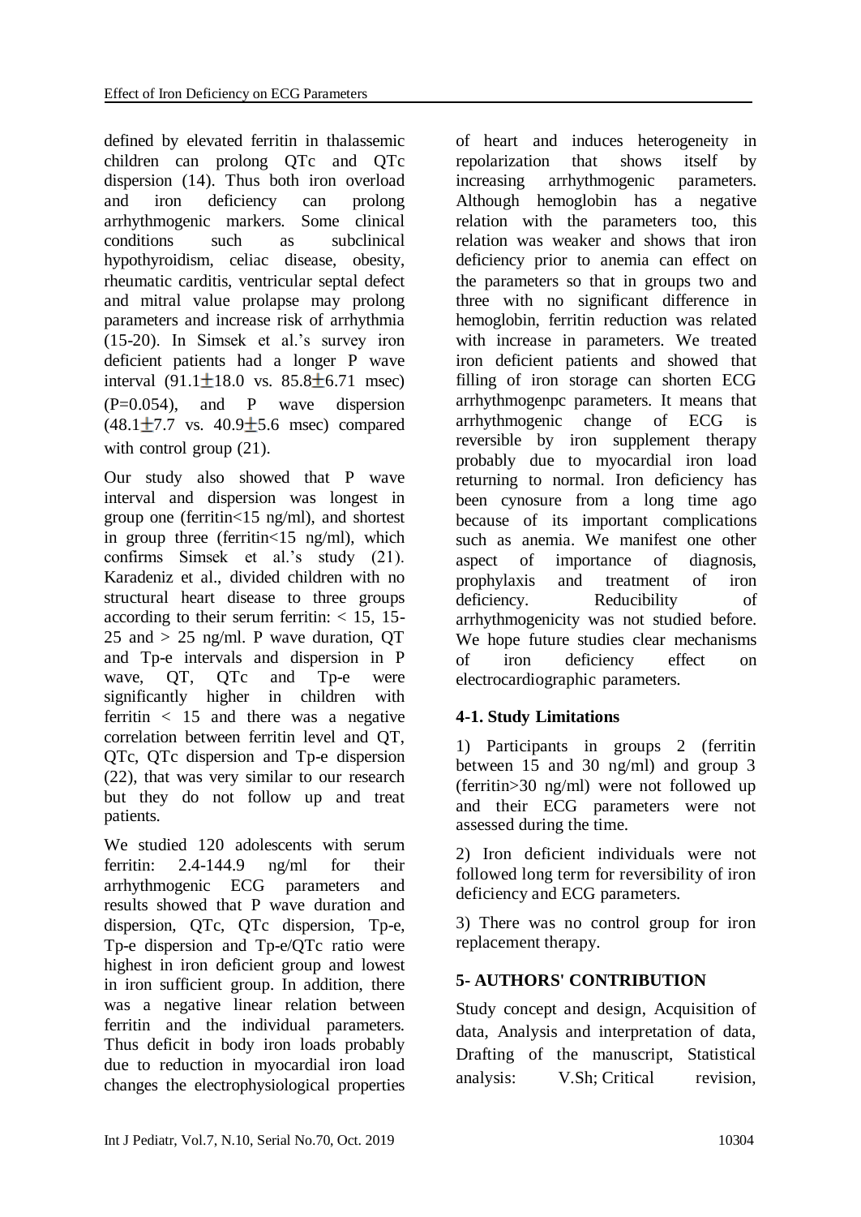defined by elevated ferritin in thalassemic children can prolong QTc and QTc dispersion (14). Thus both iron overload and iron deficiency can prolong arrhythmogenic markers. Some clinical conditions such as subclinical hypothyroidism, celiac disease, obesity, rheumatic carditis, ventricular septal defect and mitral value prolapse may prolong parameters and increase risk of arrhythmia (15-20). In Simsek et al.'s survey iron deficient patients had a longer P wave interval (91.1±18.0 vs. 85.8±6.71 msec) (P=0.054), and P wave dispersion (48.1±7.7 vs. 40.9±5.6 msec) compared with control group (21).

Our study also showed that P wave interval and dispersion was longest in group one (ferritin<15 ng/ml), and shortest in group three (ferritin<15 ng/ml), which confirms Simsek et al.'s study (21). Karadeniz et al., divided children with no structural heart disease to three groups according to their serum ferritin: < 15, 15-25 and > 25 ng/ml. P wave duration, QT and Tp-e intervals and dispersion in P wave, QT, QTc and Tp-e were significantly higher in children with ferritin < 15 and there was a negative correlation between ferritin level and QT, QTc, QTc dispersion and Tp-e dispersion (22), that was very similar to our research but they do not follow up and treat patients.

We studied 120 adolescents with serum ferritin: 2.4-144.9 ng/ml for their arrhythmogenic ECG parameters and results showed that P wave duration and dispersion, QTc, QTc dispersion, Tp-e, Tp-e dispersion and Tp-e/QTc ratio were highest in iron deficient group and lowest in iron sufficient group. In addition, there was a negative linear relation between ferritin and the individual parameters. Thus deficit in body iron loads probably due to reduction in myocardial iron load changes the electrophysiological properties of heart and induces heterogeneity in repolarization that shows itself by increasing arrhythmogenic parameters. Although hemoglobin has a negative relation with the parameters too, this relation was weaker and shows that iron deficiency prior to anemia can effect on the parameters so that in groups two and three with no significant difference in hemoglobin, ferritin reduction was related with increase in parameters. We treated iron deficient patients and showed that filling of iron storage can shorten ECG arrhythmogenpc parameters. It means that arrhythmogenic change of ECG is reversible by iron supplement therapy probably due to myocardial iron load returning to normal. Iron deficiency has been cynosure from a long time ago because of its important complications such as anemia. We manifest one other aspect of importance of diagnosis, prophylaxis and treatment of iron deficiency. Reducibility of arrhythmogenicity was not studied before. We hope future studies clear mechanisms of iron deficiency effect on electrocardiographic parameters.

### 4-1. Study Limitations

1) Participants in groups 2 (ferritin between 15 and 30 ng/ml) and group 3 (ferritin>30 ng/ml) were not followed up and their ECG parameters were not assessed during the time.

2) Iron deficient individuals were not followed long term for reversibility of iron deficiency and ECG parameters.

3) There was no control group for iron replacement therapy.

## 5- AUTHORS' CONTRIBUTION

Study concept and design, Acquisition of data, Analysis and interpretation of data, Drafting of the manuscript, Statistical analysis: V.Sh; Critical revision,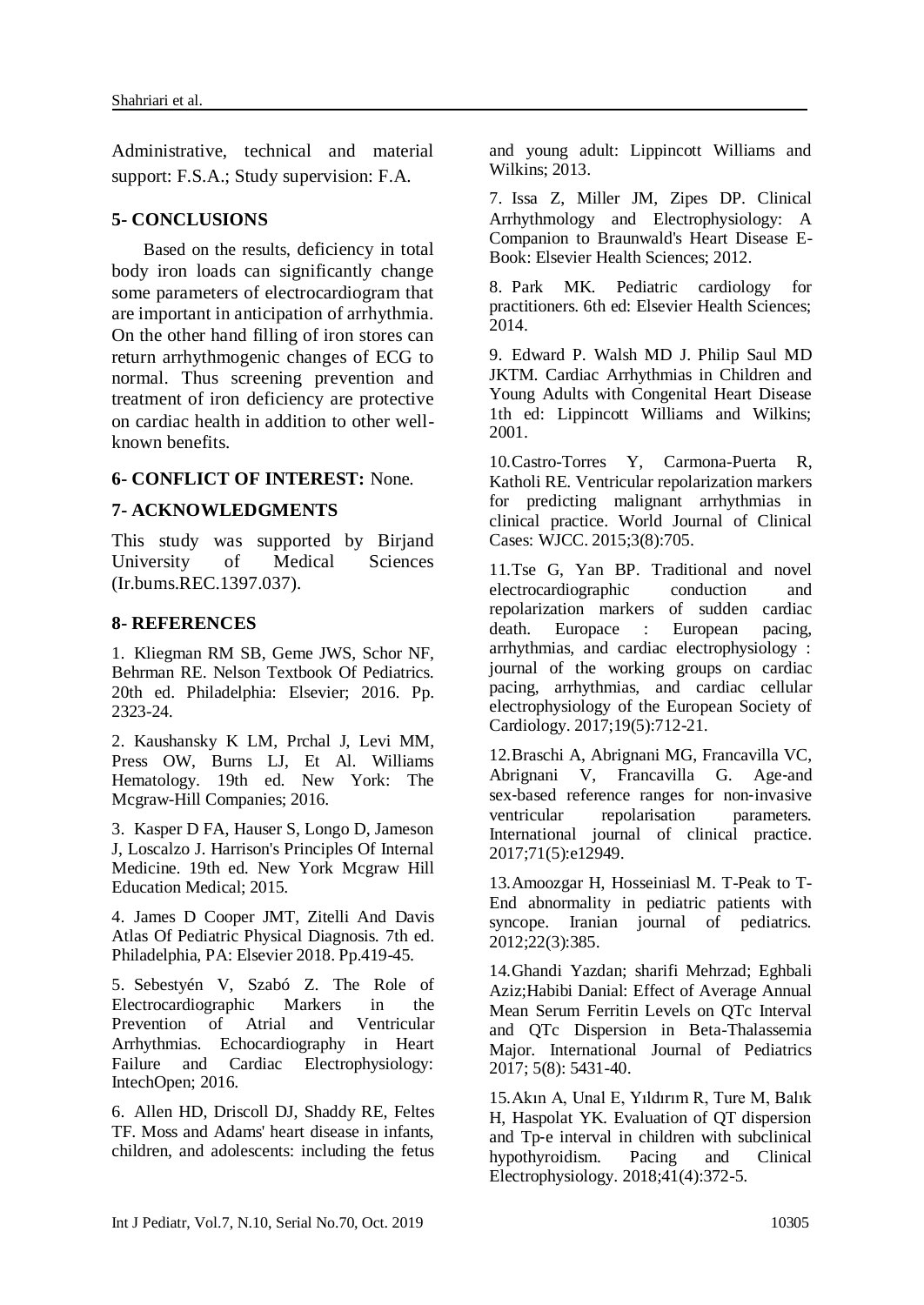Administrative, technical and material support: F.S.A.; Study supervision: F.A.

## 5- CONCLUSIONS

Based on the results, deficiency in total body iron loads can significantly change some parameters of electrocardiogram that are important in anticipation of arrhythmia. On the other hand filling of iron stores can return arrhythmogenic changes of ECG to normal. Thus screening prevention and treatment of iron deficiency are protective on cardiac health in addition to other well-known benefits.

## 6- CONFLICT OF INTEREST: None.

## 7- ACKNOWLEDGMENTS

This study was supported by Birjand University of Medical Sciences (Ir.bums.REC.1397.037).

## 8- REFERENCES

1. Kliegman RM SB, Geme JWS, Schor NF, Behrman RE. Nelson Textbook Of Pediatrics. 20th ed. Philadelphia: Elsevier; 2016. Pp. 2323-24.

2. Kaushansky K LM, Prchal J, Levi MM, Press OW, Burns LJ, Et Al. Williams Hematology. 19th ed. New York: The Mcgraw-Hill Companies; 2016.

3. Kasper D FA, Hauser S, Longo D, Jameson J, Loscalzo J. Harrison's Principles Of Internal Medicine. 19th ed. New York Mcgraw Hill Education Medical; 2015.

4. James D Cooper JMT, Zitelli And Davis Atlas Of Pediatric Physical Diagnosis. 7th ed. Philadelphia, PA: Elsevier 2018. Pp.419-45.

5. Sebestyén V, Szabó Z. The Role of Electrocardiographic Markers in the Prevention of Atrial and Ventricular Arrhythmias. Echocardiography in Heart Failure and Cardiac Electrophysiology: IntechOpen; 2016.

6. Allen HD, Driscoll DJ, Shaddy RE, Feltes TF. Moss and Adams' heart disease in infants, children, and adolescents: including the fetus and young adult: Lippincott Williams and Wilkins; 2013.

7. Issa Z, Miller JM, Zipes DP. Clinical Arrhythmology and Electrophysiology: A Companion to Braunwald's Heart Disease E-Book: Elsevier Health Sciences; 2012.

8. Park MK. Pediatric cardiology for practitioners. 6th ed: Elsevier Health Sciences; 2014.

9. Edward P. Walsh MD J. Philip Saul MD JKTM. Cardiac Arrhythmias in Children and Young Adults with Congenital Heart Disease 1th ed: Lippincott Williams and Wilkins; 2001.

10. Castro-Torres Y, Carmona-Puerta R, Katholi RE. Ventricular repolarization markers for predicting malignant arrhythmias in clinical practice. World Journal of Clinical Cases: WJCC. 2015;3(8):705.

11. Tse G, Yan BP. Traditional and novel electrocardiographic conduction and repolarization markers of sudden cardiac death. Europace : European pacing, arrhythmias, and cardiac electrophysiology : journal of the working groups on cardiac pacing, arrhythmias, and cardiac cellular electrophysiology of the European Society of Cardiology. 2017;19(5):712-21.

12. Braschi A, Abrignani MG, Francavilla VC, Abrignani V, Francavilla G. Age-and sex-based reference ranges for non-invasive ventricular repolarisation parameters. International journal of clinical practice. 2017;71(5):e12949.

13. Amoozgar H, Hosseiniasl M. T-Peak to T-End abnormality in pediatric patients with syncope. Iranian journal of pediatrics. 2012;22(3):385.

14. Ghandi Yazdan; sharifi Mehrzad; Eghbali Aziz;Habibi Danial: Effect of Average Annual Mean Serum Ferritin Levels on QTc Interval and QTc Dispersion in Beta-Thalassemia Major. International Journal of Pediatrics 2017; 5(8): 5431-40.

15. Akın A, Unal E, Yıldırım R, Ture M, Balık H, Haspolat YK. Evaluation of QT dispersion and Tp-e interval in children with subclinical hypothyroidism. Pacing and Clinical Electrophysiology. 2018;41(4):372-5.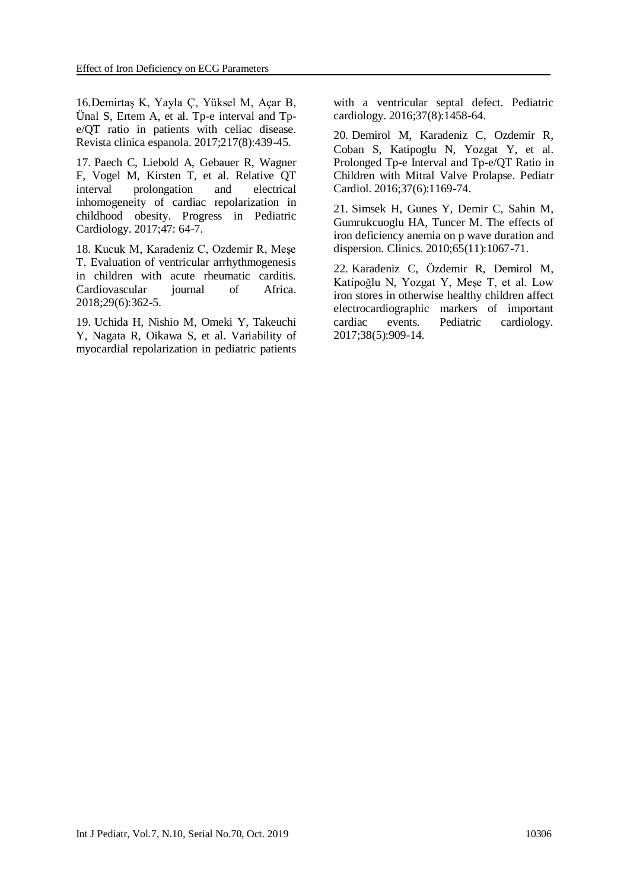16.Demirtaş K, Yayla Ç, Yüksel M, Açar B, Ünal S, Ertem A, et al. Tp-e interval and Tp-e/QT ratio in patients with celiac disease. Revista clinica espanola. 2017;217(8):439-45.

17. Paech C, Liebold A, Gebauer R, Wagner F, Vogel M, Kirsten T, et al. Relative QT interval prolongation and electrical inhomogeneity of cardiac repolarization in childhood obesity. Progress in Pediatric Cardiology. 2017;47: 64-7.

18. Kucuk M, Karadeniz C, Ozdemir R, Meşe T. Evaluation of ventricular arrhythmogenesis in children with acute rheumatic carditis. Cardiovascular journal of Africa. 2018;29(6):362-5.

19. Uchida H, Nishio M, Omeki Y, Takeuchi Y, Nagata R, Oikawa S, et al. Variability of myocardial repolarization in pediatric patients with a ventricular septal defect. Pediatric cardiology. 2016;37(8):1458-64.

20. Demirol M, Karadeniz C, Ozdemir R, Coban S, Katipoglu N, Yozgat Y, et al. Prolonged Tp-e Interval and Tp-e/QT Ratio in Children with Mitral Valve Prolapse. Pediatr Cardiol. 2016;37(6):1169-74.

21. Simsek H, Gunes Y, Demir C, Sahin M, Gumrukcuoglu HA, Tuncer M. The effects of iron deficiency anemia on p wave duration and dispersion. Clinics. 2010;65(11):1067-71.

22. Karadeniz C, Özdemir R, Demirol M, Katipoğlu N, Yozgat Y, Meşe T, et al. Low iron stores in otherwise healthy children affect electrocardiographic markers of important cardiac events. Pediatric cardiology. 2017;38(5):909-14.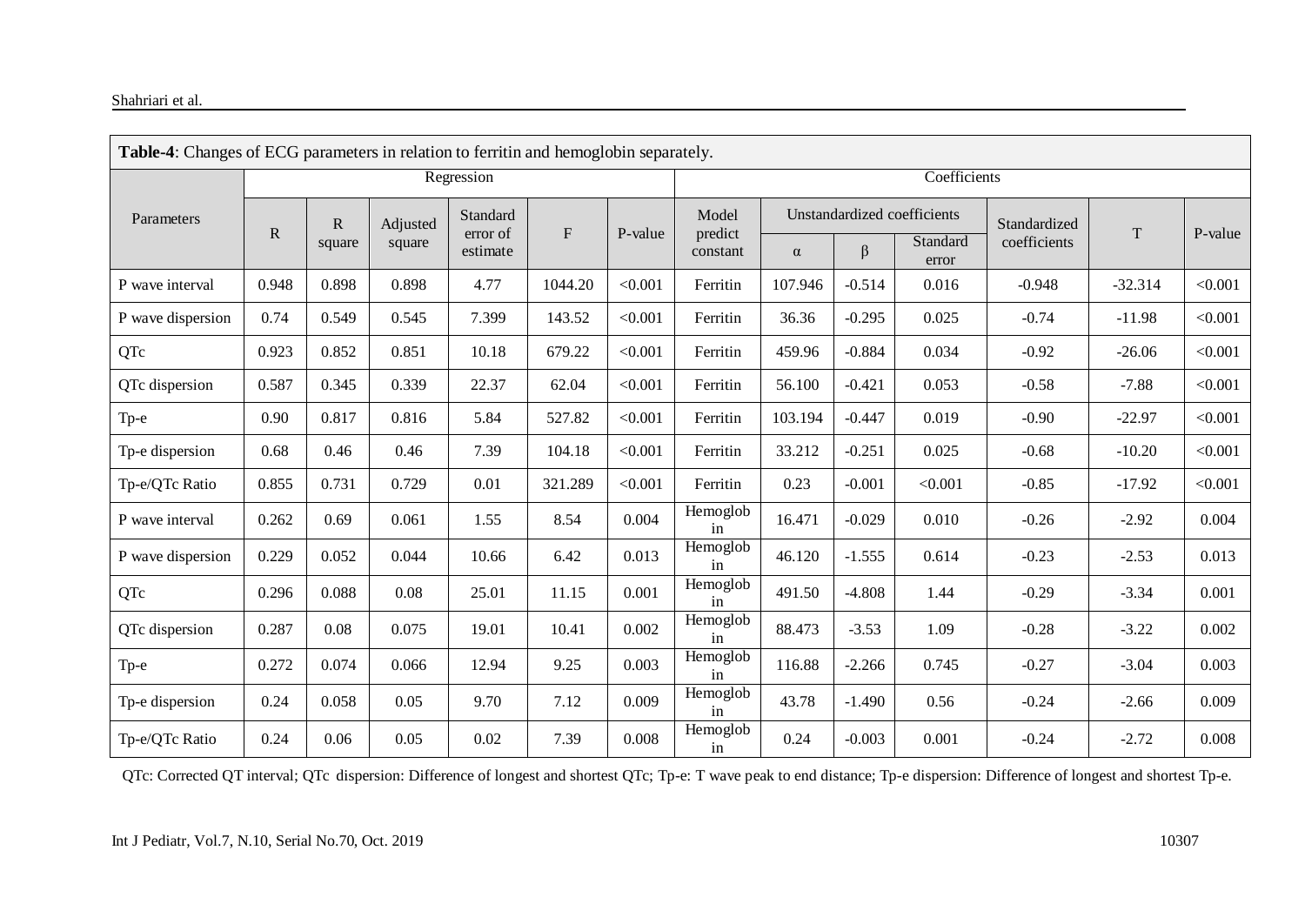**Table-4**: Changes of ECG parameters in relation to ferritin and hemoglobin separately.

| Parameters | Regression | | | | | | Coefficients | | | | | | |
|---|---|---|---|---|---|---|---|---|---|---|---|---|---|
| | R | R square | Adjusted square | Standard error of estimate | F | P-value | Model predict constant | Unstandardized coefficients | | | Standardized coefficients | T | P-value |
| | | | | | | | | α | β | Standard error | | | |
| P wave interval | 0.948 | 0.898 | 0.898 | 4.77 | 1044.20 | <0.001 | Ferritin | 107.946 | -0.514 | 0.016 | -0.948 | -32.314 | <0.001 |
| P wave dispersion | 0.74 | 0.549 | 0.545 | 7.399 | 143.52 | <0.001 | Ferritin | 36.36 | -0.295 | 0.025 | -0.74 | -11.98 | <0.001 |
| QTc | 0.923 | 0.852 | 0.851 | 10.18 | 679.22 | <0.001 | Ferritin | 459.96 | -0.884 | 0.034 | -0.92 | -26.06 | <0.001 |
| QTc dispersion | 0.587 | 0.345 | 0.339 | 22.37 | 62.04 | <0.001 | Ferritin | 56.100 | -0.421 | 0.053 | -0.58 | -7.88 | <0.001 |
| Tp-e | 0.90 | 0.817 | 0.816 | 5.84 | 527.82 | <0.001 | Ferritin | 103.194 | -0.447 | 0.019 | -0.90 | -22.97 | <0.001 |
| Tp-e dispersion | 0.68 | 0.46 | 0.46 | 7.39 | 104.18 | <0.001 | Ferritin | 33.212 | -0.251 | 0.025 | -0.68 | -10.20 | <0.001 |
| Tp-e/QTc Ratio | 0.855 | 0.731 | 0.729 | 0.01 | 321.289 | <0.001 | Ferritin | 0.23 | -0.001 | <0.001 | -0.85 | -17.92 | <0.001 |
| P wave interval | 0.262 | 0.69 | 0.061 | 1.55 | 8.54 | 0.004 | Hemoglobin | 16.471 | -0.029 | 0.010 | -0.26 | -2.92 | 0.004 |
| P wave dispersion | 0.229 | 0.052 | 0.044 | 10.66 | 6.42 | 0.013 | Hemoglobin | 46.120 | -1.555 | 0.614 | -0.23 | -2.53 | 0.013 |
| QTc | 0.296 | 0.088 | 0.08 | 25.01 | 11.15 | 0.001 | Hemoglobin | 491.50 | -4.808 | 1.44 | -0.29 | -3.34 | 0.001 |
| QTc dispersion | 0.287 | 0.08 | 0.075 | 19.01 | 10.41 | 0.002 | Hemoglobin | 88.473 | -3.53 | 1.09 | -0.28 | -3.22 | 0.002 |
| Tp-e | 0.272 | 0.074 | 0.066 | 12.94 | 9.25 | 0.003 | Hemoglobin | 116.88 | -2.266 | 0.745 | -0.27 | -3.04 | 0.003 |
| Tp-e dispersion | 0.24 | 0.058 | 0.05 | 9.70 | 7.12 | 0.009 | Hemoglobin | 43.78 | -1.490 | 0.56 | -0.24 | -2.66 | 0.009 |
| Tp-e/QTc Ratio | 0.24 | 0.06 | 0.05 | 0.02 | 7.39 | 0.008 | Hemoglobin | 0.24 | -0.003 | 0.001 | -0.24 | -2.72 | 0.008 |

QTc: Corrected QT interval; QTc dispersion: Difference of longest and shortest QTc; Tp-e: T wave peak to end distance; Tp-e dispersion: Difference of longest and shortest Tp-e.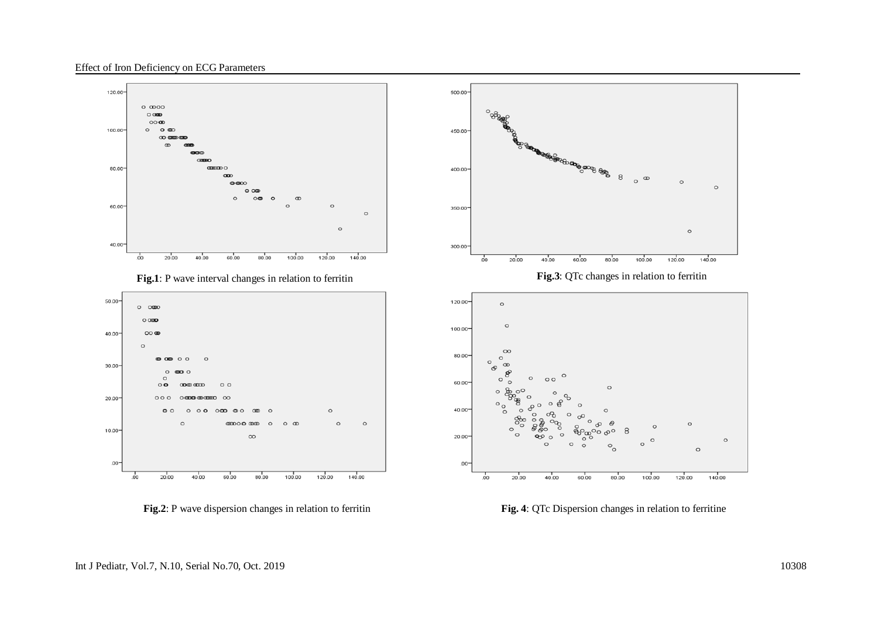**Fig.1**: P wave interval changes in relation to ferritin

**Fig.3**: QTc changes in relation to ferritin

**Fig.2**: P wave dispersion changes in relation to ferritin

**Fig. 4**: QTc Dispersion changes in relation to ferritine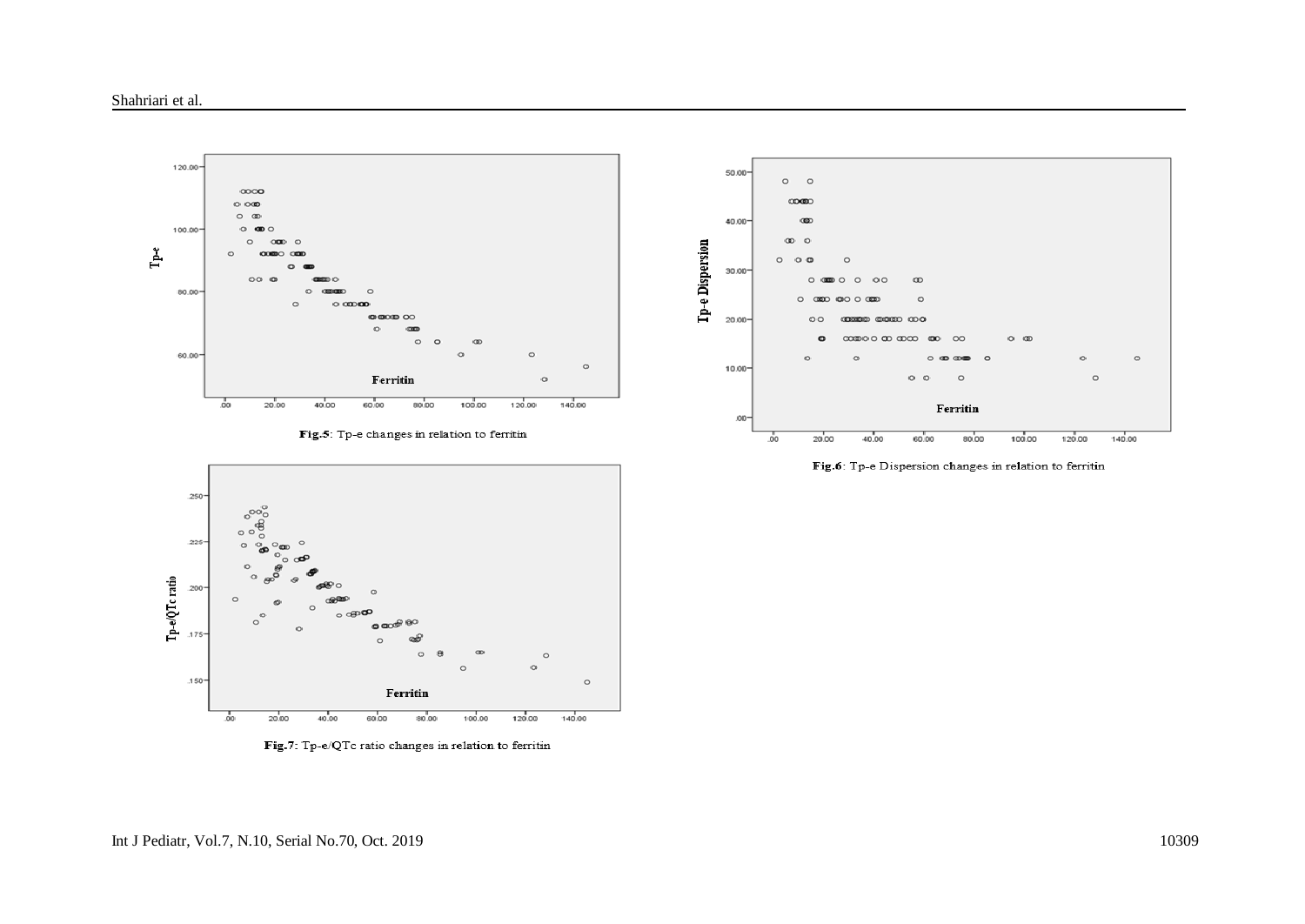Tp-e

120.00

100.00

80.00

60.00

Ferritin

.00 20.00 40.00 60.00 80.00 100.00 120.00 140.00

**Fig.5**: Tp-e changes in relation to ferritin

Tp-e Dispersion

50.00

40.00

30.00

20.00

10.00

.00

Ferritin

.00 20.00 40.00 60.00 80.00 100.00 120.00 140.00

**Fig.6**: Tp-e Dispersion changes in relation to ferritin

Tp-e/QTc ratio

.250

.225

.200

.175

.150

Ferritin

.00 20.00 40.00 60.00 80.00 100.00 120.00 140.00

**Fig.7**: Tp-e/QTc ratio changes in relation to ferritin